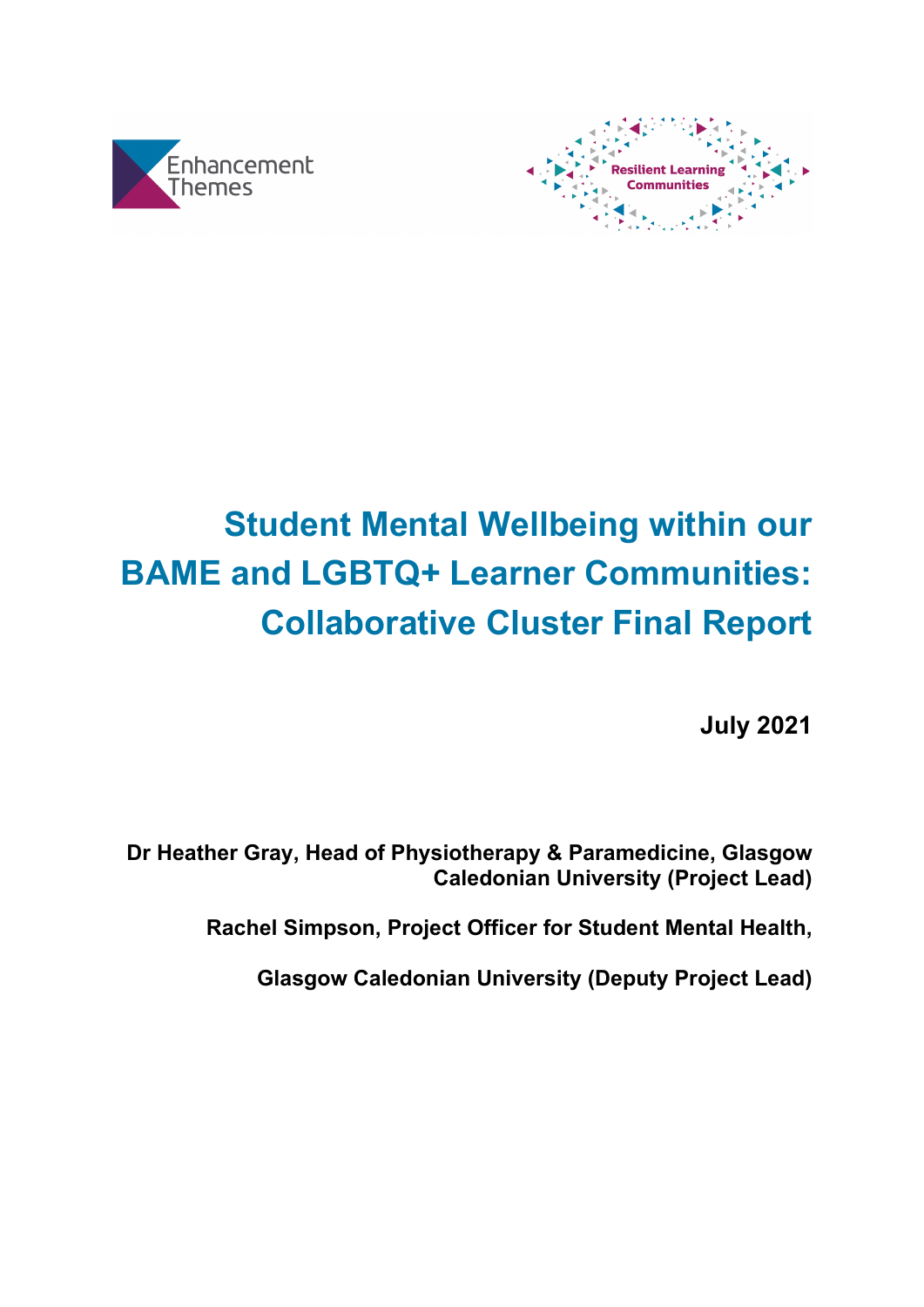Enhancement Themes

Resilient Learning Communities

# Student Mental Wellbeing within our BAME and LGBTQ+ Learner Communities: Collaborative Cluster Final Report

**July 2021**

**Dr Heather Gray, Head of Physiotherapy & Paramedicine, Glasgow Caledonian University (Project Lead)**

**Rachel Simpson, Project Officer for Student Mental Health,**

**Glasgow Caledonian University (Deputy Project Lead)**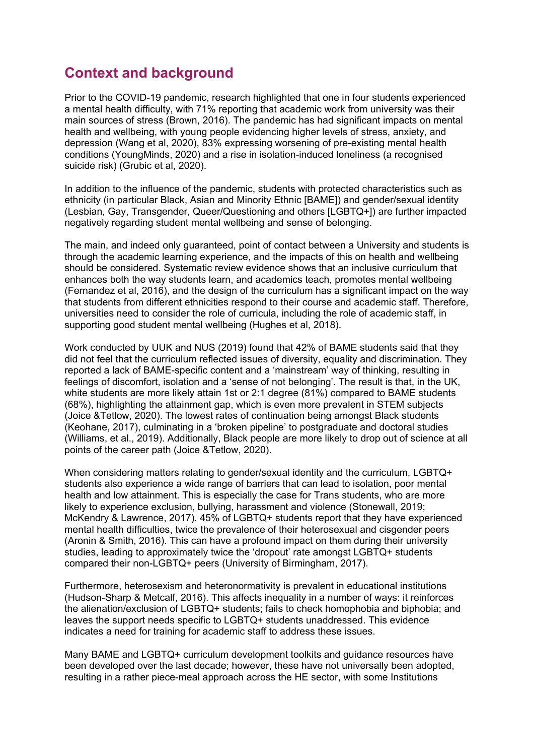## Context and background

Prior to the COVID-19 pandemic, research highlighted that one in four students experienced a mental health difficulty, with 71% reporting that academic work from university was their main sources of stress (Brown, 2016). The pandemic has had significant impacts on mental health and wellbeing, with young people evidencing higher levels of stress, anxiety, and depression (Wang et al, 2020), 83% expressing worsening of pre-existing mental health conditions (YoungMinds, 2020) and a rise in isolation-induced loneliness (a recognised suicide risk) (Grubic et al, 2020).

In addition to the influence of the pandemic, students with protected characteristics such as ethnicity (in particular Black, Asian and Minority Ethnic [BAME]) and gender/sexual identity (Lesbian, Gay, Transgender, Queer/Questioning and others [LGBTQ+]) are further impacted negatively regarding student mental wellbeing and sense of belonging.

The main, and indeed only guaranteed, point of contact between a University and students is through the academic learning experience, and the impacts of this on health and wellbeing should be considered. Systematic review evidence shows that an inclusive curriculum that enhances both the way students learn, and academics teach, promotes mental wellbeing (Fernandez et al, 2016), and the design of the curriculum has a significant impact on the way that students from different ethnicities respond to their course and academic staff. Therefore, universities need to consider the role of curricula, including the role of academic staff, in supporting good student mental wellbeing (Hughes et al, 2018).

Work conducted by UUK and NUS (2019) found that 42% of BAME students said that they did not feel that the curriculum reflected issues of diversity, equality and discrimination. They reported a lack of BAME-specific content and a 'mainstream' way of thinking, resulting in feelings of discomfort, isolation and a 'sense of not belonging'. The result is that, in the UK, white students are more likely attain 1st or 2:1 degree (81%) compared to BAME students (68%), highlighting the attainment gap, which is even more prevalent in STEM subjects (Joice &Tetlow, 2020). The lowest rates of continuation being amongst Black students (Keohane, 2017), culminating in a 'broken pipeline' to postgraduate and doctoral studies (Williams, et al., 2019). Additionally, Black people are more likely to drop out of science at all points of the career path (Joice &Tetlow, 2020).

When considering matters relating to gender/sexual identity and the curriculum, LGBTQ+ students also experience a wide range of barriers that can lead to isolation, poor mental health and low attainment. This is especially the case for Trans students, who are more likely to experience exclusion, bullying, harassment and violence (Stonewall, 2019; McKendry & Lawrence, 2017). 45% of LGBTQ+ students report that they have experienced mental health difficulties, twice the prevalence of their heterosexual and cisgender peers (Aronin & Smith, 2016). This can have a profound impact on them during their university studies, leading to approximately twice the 'dropout' rate amongst LGBTQ+ students compared their non-LGBTQ+ peers (University of Birmingham, 2017).

Furthermore, heterosexism and heteronormativity is prevalent in educational institutions (Hudson-Sharp & Metcalf, 2016). This affects inequality in a number of ways: it reinforces the alienation/exclusion of LGBTQ+ students; fails to check homophobia and biphobia; and leaves the support needs specific to LGBTQ+ students unaddressed. This evidence indicates a need for training for academic staff to address these issues.

Many BAME and LGBTQ+ curriculum development toolkits and guidance resources have been developed over the last decade; however, these have not universally been adopted, resulting in a rather piece-meal approach across the HE sector, with some Institutions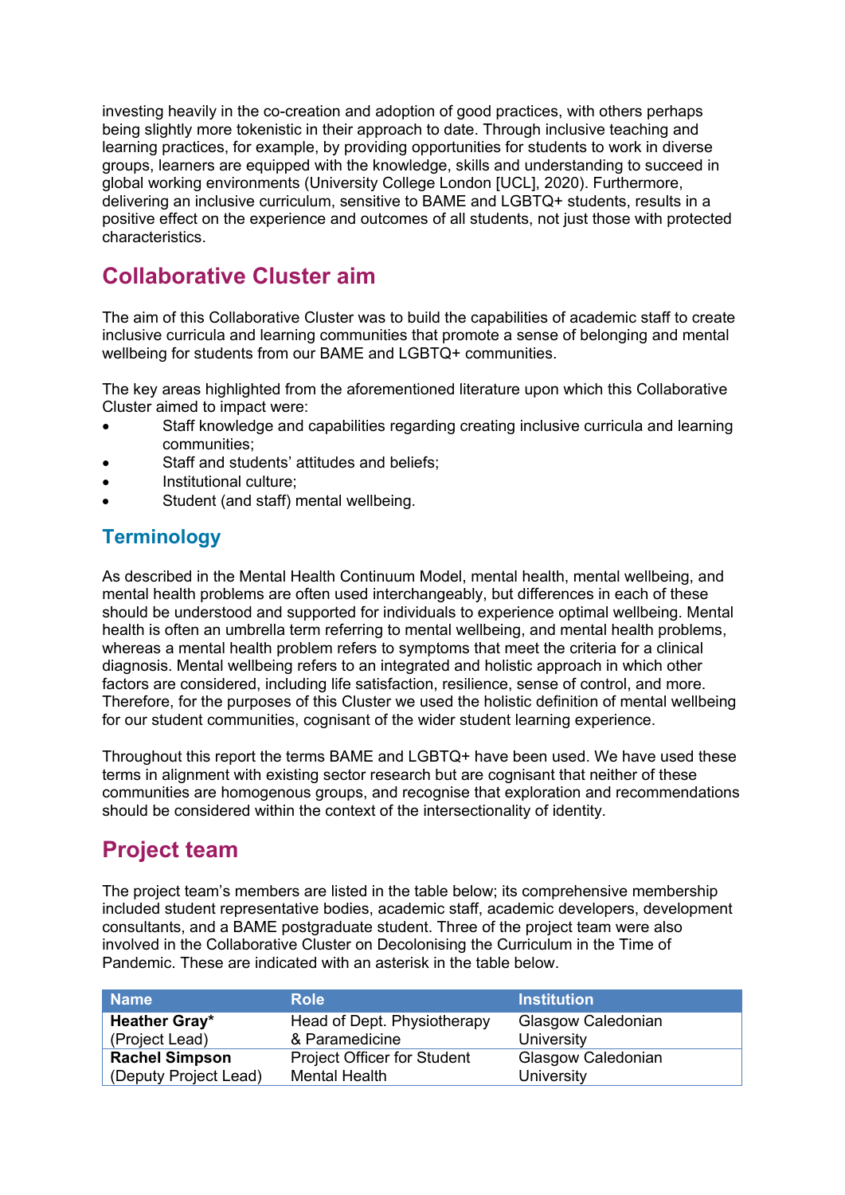investing heavily in the co-creation and adoption of good practices, with others perhaps being slightly more tokenistic in their approach to date. Through inclusive teaching and learning practices, for example, by providing opportunities for students to work in diverse groups, learners are equipped with the knowledge, skills and understanding to succeed in global working environments (University College London [UCL], 2020). Furthermore, delivering an inclusive curriculum, sensitive to BAME and LGBTQ+ students, results in a positive effect on the experience and outcomes of all students, not just those with protected characteristics.

## Collaborative Cluster aim

The aim of this Collaborative Cluster was to build the capabilities of academic staff to create inclusive curricula and learning communities that promote a sense of belonging and mental wellbeing for students from our BAME and LGBTQ+ communities.

The key areas highlighted from the aforementioned literature upon which this Collaborative Cluster aimed to impact were:

- Staff knowledge and capabilities regarding creating inclusive curricula and learning communities;
- Staff and students' attitudes and beliefs;
- Institutional culture;
- Student (and staff) mental wellbeing.

### Terminology

As described in the Mental Health Continuum Model, mental health, mental wellbeing, and mental health problems are often used interchangeably, but differences in each of these should be understood and supported for individuals to experience optimal wellbeing. Mental health is often an umbrella term referring to mental wellbeing, and mental health problems, whereas a mental health problem refers to symptoms that meet the criteria for a clinical diagnosis. Mental wellbeing refers to an integrated and holistic approach in which other factors are considered, including life satisfaction, resilience, sense of control, and more. Therefore, for the purposes of this Cluster we used the holistic definition of mental wellbeing for our student communities, cognisant of the wider student learning experience.

Throughout this report the terms BAME and LGBTQ+ have been used. We have used these terms in alignment with existing sector research but are cognisant that neither of these communities are homogenous groups, and recognise that exploration and recommendations should be considered within the context of the intersectionality of identity.

## Project team

The project team's members are listed in the table below; its comprehensive membership included student representative bodies, academic staff, academic developers, development consultants, and a BAME postgraduate student. Three of the project team were also involved in the Collaborative Cluster on Decolonising the Curriculum in the Time of Pandemic. These are indicated with an asterisk in the table below.

| Name | Role | Institution |
|---|---|---|
| **Heather Gray*** (Project Lead) | Head of Dept. Physiotherapy & Paramedicine | Glasgow Caledonian University |
| **Rachel Simpson** (Deputy Project Lead) | Project Officer for Student Mental Health | Glasgow Caledonian University |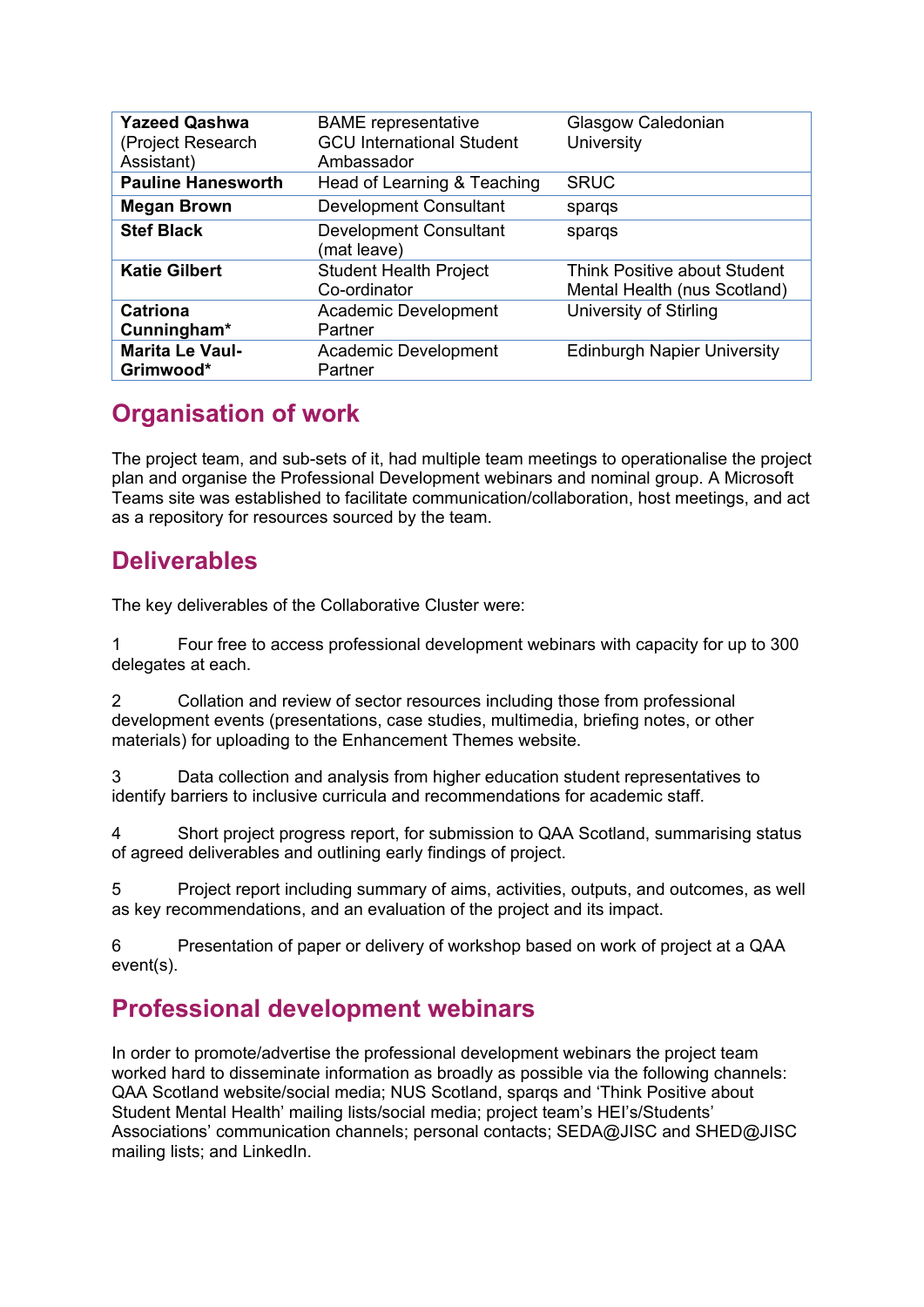| **Yazeed Qashwa** (Project Research Assistant) | BAME representative GCU International Student Ambassador | Glasgow Caledonian University |
|---|---|---|
| **Pauline Hanesworth** | Head of Learning & Teaching | SRUC |
| **Megan Brown** | Development Consultant | sparqs |
| **Stef Black** | Development Consultant (mat leave) | sparqs |
| **Katie Gilbert** | Student Health Project Co-ordinator | Think Positive about Student Mental Health (nus Scotland) |
| **Catriona Cunningham*** | Academic Development Partner | University of Stirling |
| **Marita Le Vaul-Grimwood*** | Academic Development Partner | Edinburgh Napier University |

## Organisation of work

The project team, and sub-sets of it, had multiple team meetings to operationalise the project plan and organise the Professional Development webinars and nominal group. A Microsoft Teams site was established to facilitate communication/collaboration, host meetings, and act as a repository for resources sourced by the team.

## Deliverables

The key deliverables of the Collaborative Cluster were:

1 Four free to access professional development webinars with capacity for up to 300 delegates at each.

2 Collation and review of sector resources including those from professional development events (presentations, case studies, multimedia, briefing notes, or other materials) for uploading to the Enhancement Themes website.

3 Data collection and analysis from higher education student representatives to identify barriers to inclusive curricula and recommendations for academic staff.

4 Short project progress report, for submission to QAA Scotland, summarising status of agreed deliverables and outlining early findings of project.

5 Project report including summary of aims, activities, outputs, and outcomes, as well as key recommendations, and an evaluation of the project and its impact.

6 Presentation of paper or delivery of workshop based on work of project at a QAA event(s).

## Professional development webinars

In order to promote/advertise the professional development webinars the project team worked hard to disseminate information as broadly as possible via the following channels: QAA Scotland website/social media; NUS Scotland, sparqs and 'Think Positive about Student Mental Health' mailing lists/social media; project team's HEI's/Students' Associations' communication channels; personal contacts; SEDA@JISC and SHED@JISC mailing lists; and LinkedIn.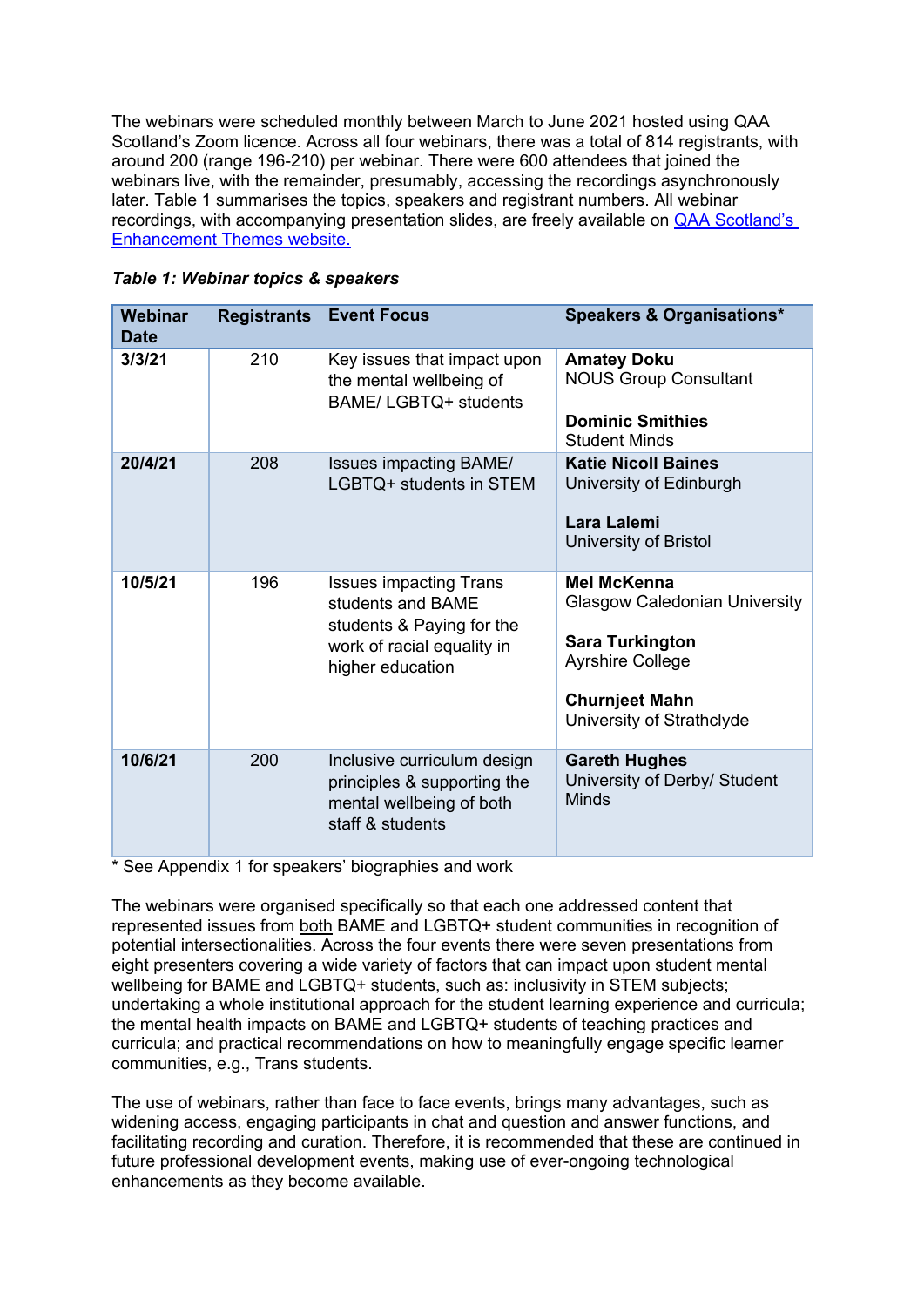The webinars were scheduled monthly between March to June 2021 hosted using QAA Scotland's Zoom licence. Across all four webinars, there was a total of 814 registrants, with around 200 (range 196-210) per webinar. There were 600 attendees that joined the webinars live, with the remainder, presumably, accessing the recordings asynchronously later. Table 1 summarises the topics, speakers and registrant numbers. All webinar recordings, with accompanying presentation slides, are freely available on [QAA Scotland's Enhancement Themes website.]()

***Table 1: Webinar topics & speakers***

| Webinar Date | Registrants | Event Focus | Speakers & Organisations* |
|---|---|---|---|
| **3/3/21** | 210 | Key issues that impact upon the mental wellbeing of BAME/ LGBTQ+ students | **Amatey Doku** NOUS Group Consultant<br><br>**Dominic Smithies** Student Minds |
| **20/4/21** | 208 | Issues impacting BAME/ LGBTQ+ students in STEM | **Katie Nicoll Baines** University of Edinburgh<br><br>**Lara Lalemi** University of Bristol |
| **10/5/21** | 196 | Issues impacting Trans students and BAME students & Paying for the work of racial equality in higher education | **Mel McKenna** Glasgow Caledonian University<br><br>**Sara Turkington** Ayrshire College<br><br>**Churnjeet Mahn** University of Strathclyde |
| **10/6/21** | 200 | Inclusive curriculum design principles & supporting the mental wellbeing of both staff & students | **Gareth Hughes** University of Derby/ Student Minds |

\* See Appendix 1 for speakers' biographies and work

The webinars were organised specifically so that each one addressed content that represented issues from <u>both</u> BAME and LGBTQ+ student communities in recognition of potential intersectionalities. Across the four events there were seven presentations from eight presenters covering a wide variety of factors that can impact upon student mental wellbeing for BAME and LGBTQ+ students, such as: inclusivity in STEM subjects; undertaking a whole institutional approach for the student learning experience and curricula; the mental health impacts on BAME and LGBTQ+ students of teaching practices and curricula; and practical recommendations on how to meaningfully engage specific learner communities, e.g., Trans students.

The use of webinars, rather than face to face events, brings many advantages, such as widening access, engaging participants in chat and question and answer functions, and facilitating recording and curation. Therefore, it is recommended that these are continued in future professional development events, making use of ever-ongoing technological enhancements as they become available.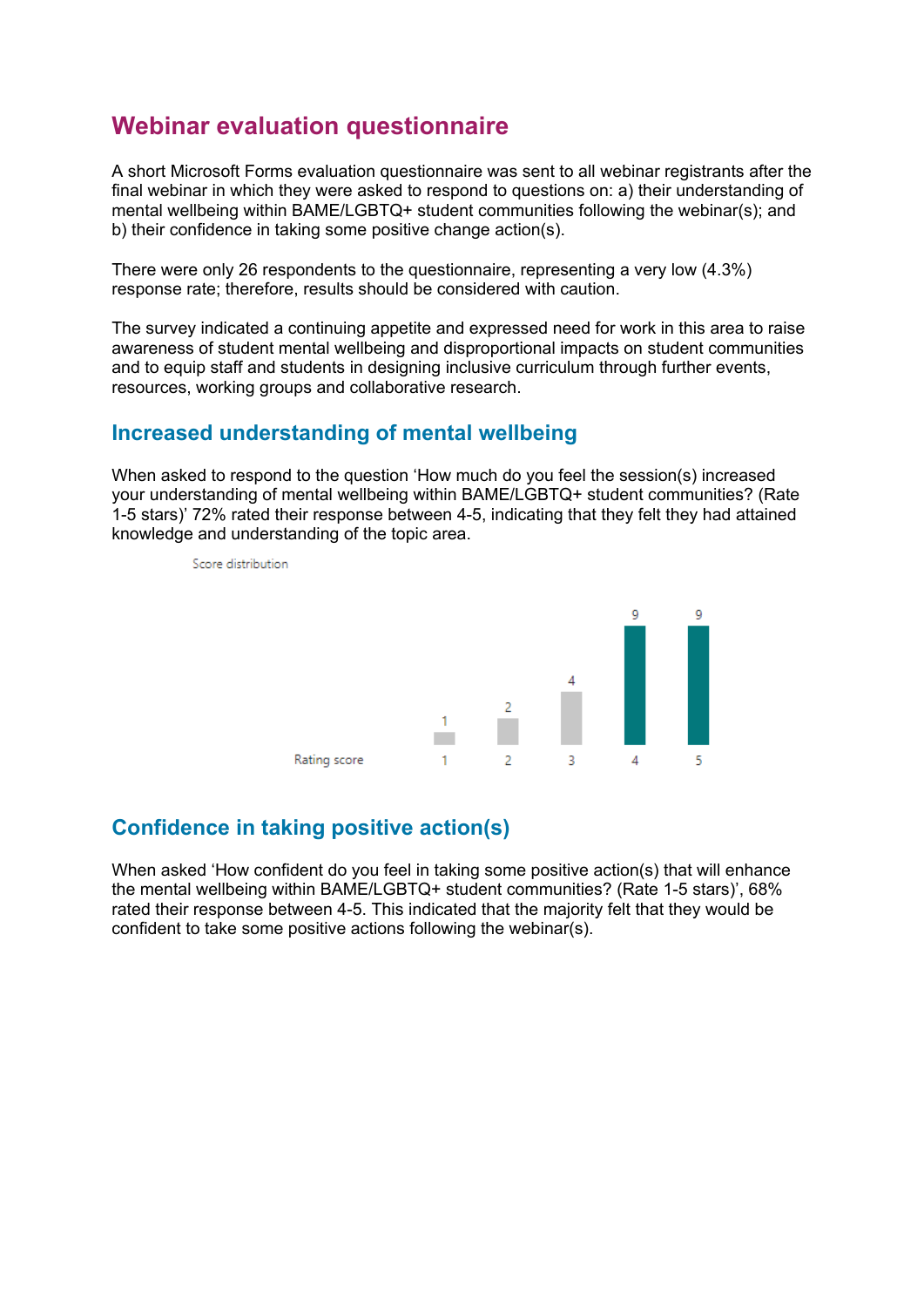# Webinar evaluation questionnaire

A short Microsoft Forms evaluation questionnaire was sent to all webinar registrants after the final webinar in which they were asked to respond to questions on: a) their understanding of mental wellbeing within BAME/LGBTQ+ student communities following the webinar(s); and b) their confidence in taking some positive change action(s).

There were only 26 respondents to the questionnaire, representing a very low (4.3%) response rate; therefore, results should be considered with caution.

The survey indicated a continuing appetite and expressed need for work in this area to raise awareness of student mental wellbeing and disproportional impacts on student communities and to equip staff and students in designing inclusive curriculum through further events, resources, working groups and collaborative research.

## Increased understanding of mental wellbeing

When asked to respond to the question 'How much do you feel the session(s) increased your understanding of mental wellbeing within BAME/LGBTQ+ student communities? (Rate 1-5 stars)' 72% rated their response between 4-5, indicating that they felt they had attained knowledge and understanding of the topic area.

Score distribution

| Rating score | 1 | 2 | 3 | 4 | 5 |
|---|---|---|---|---|---|
| | 1 | 2 | 4 | 9 | 9 |

## Confidence in taking positive action(s)

When asked 'How confident do you feel in taking some positive action(s) that will enhance the mental wellbeing within BAME/LGBTQ+ student communities? (Rate 1-5 stars)', 68% rated their response between 4-5. This indicated that the majority felt that they would be confident to take some positive actions following the webinar(s).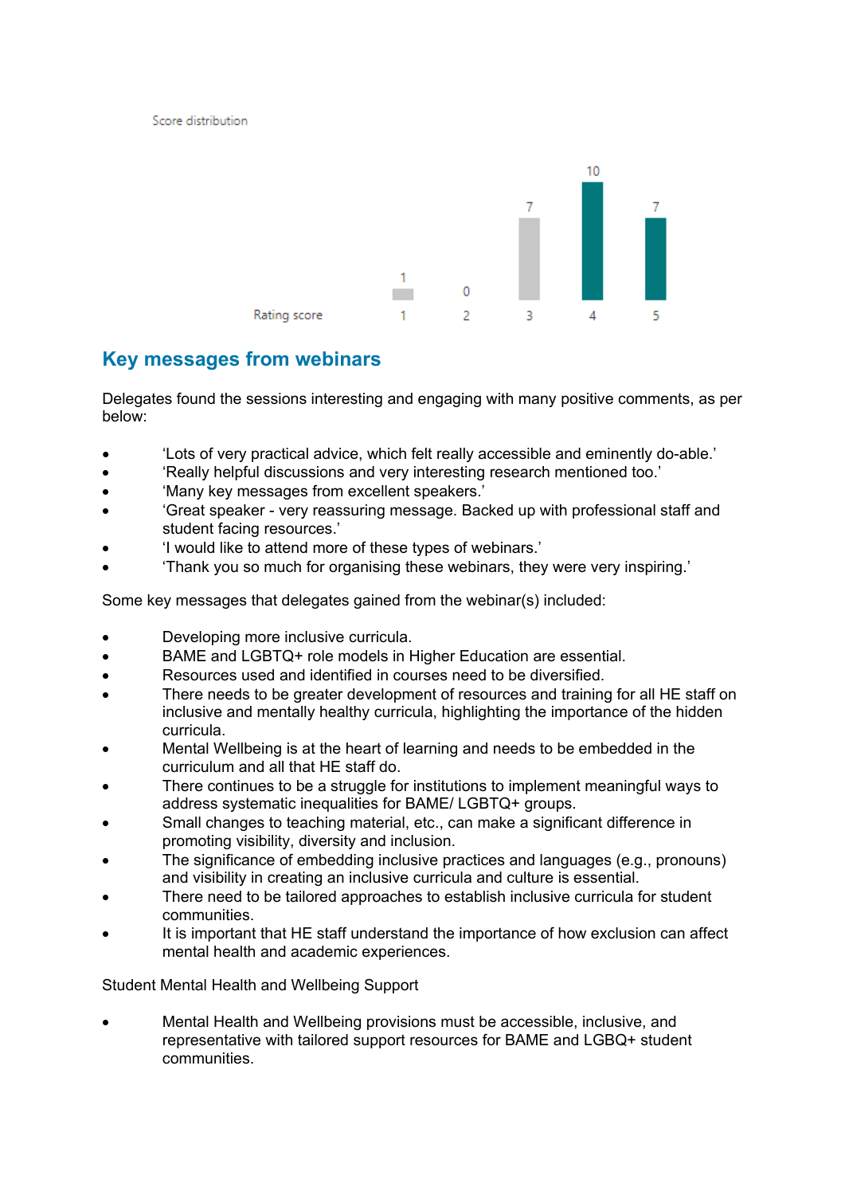Score distribution

| Rating score | 1 | 2 | 3 | 4 | 5 |
|---|---|---|---|---|---|
| | 1 | 0 | 7 | 10 | 7 |

## Key messages from webinars

Delegates found the sessions interesting and engaging with many positive comments, as per below:

- 'Lots of very practical advice, which felt really accessible and eminently do-able.'
- 'Really helpful discussions and very interesting research mentioned too.'
- 'Many key messages from excellent speakers.'
- 'Great speaker - very reassuring message. Backed up with professional staff and student facing resources.'
- 'I would like to attend more of these types of webinars.'
- 'Thank you so much for organising these webinars, they were very inspiring.'

Some key messages that delegates gained from the webinar(s) included:

- Developing more inclusive curricula.
- BAME and LGBTQ+ role models in Higher Education are essential.
- Resources used and identified in courses need to be diversified.
- There needs to be greater development of resources and training for all HE staff on inclusive and mentally healthy curricula, highlighting the importance of the hidden curricula.
- Mental Wellbeing is at the heart of learning and needs to be embedded in the curriculum and all that HE staff do.
- There continues to be a struggle for institutions to implement meaningful ways to address systematic inequalities for BAME/ LGBTQ+ groups.
- Small changes to teaching material, etc., can make a significant difference in promoting visibility, diversity and inclusion.
- The significance of embedding inclusive practices and languages (e.g., pronouns) and visibility in creating an inclusive curricula and culture is essential.
- There need to be tailored approaches to establish inclusive curricula for student communities.
- It is important that HE staff understand the importance of how exclusion can affect mental health and academic experiences.

Student Mental Health and Wellbeing Support

- Mental Health and Wellbeing provisions must be accessible, inclusive, and representative with tailored support resources for BAME and LGBQ+ student communities.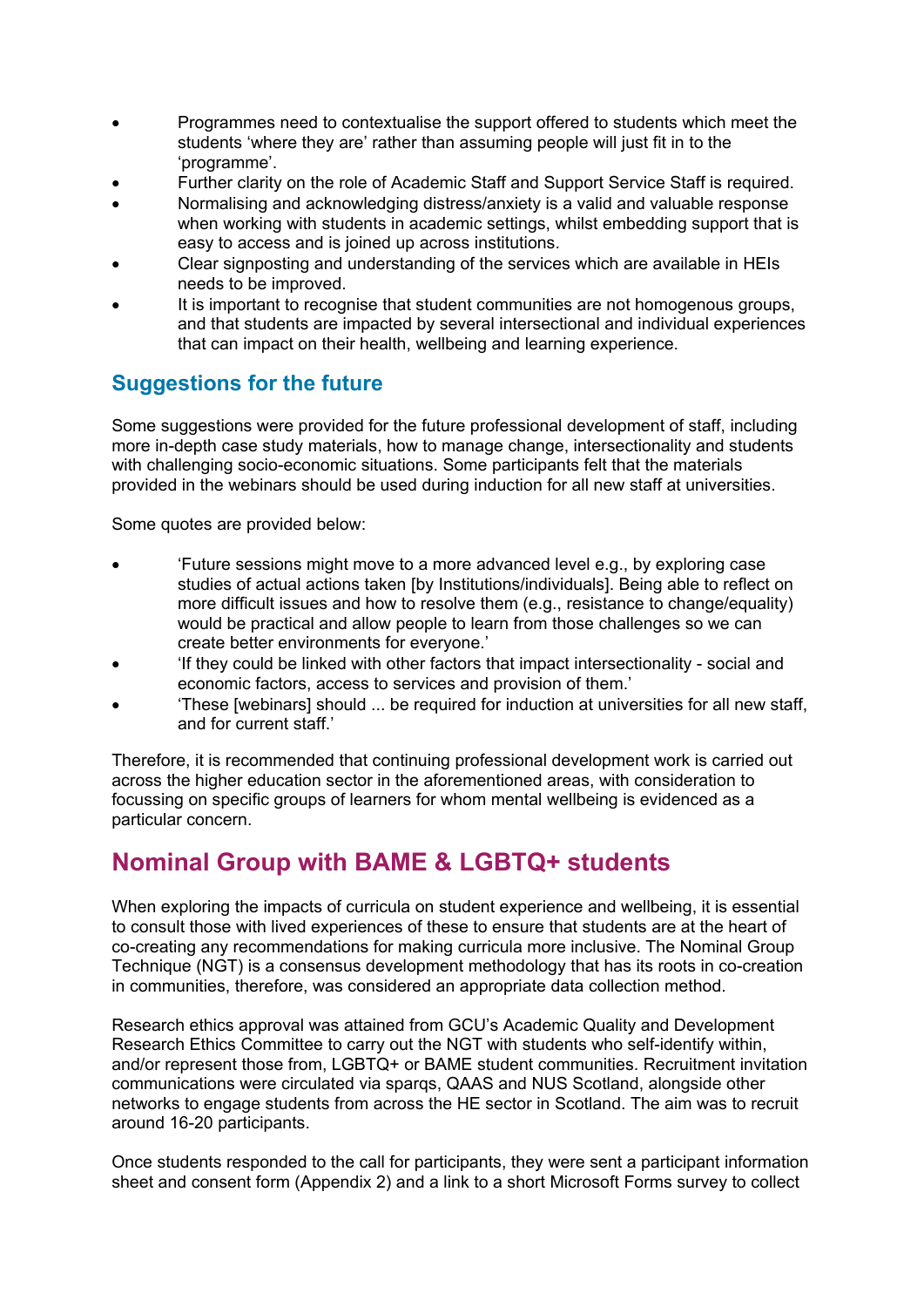- Programmes need to contextualise the support offered to students which meet the students 'where they are' rather than assuming people will just fit in to the 'programme'.
- Further clarity on the role of Academic Staff and Support Service Staff is required.
- Normalising and acknowledging distress/anxiety is a valid and valuable response when working with students in academic settings, whilst embedding support that is easy to access and is joined up across institutions.
- Clear signposting and understanding of the services which are available in HEIs needs to be improved.
- It is important to recognise that student communities are not homogenous groups, and that students are impacted by several intersectional and individual experiences that can impact on their health, wellbeing and learning experience.

### Suggestions for the future

Some suggestions were provided for the future professional development of staff, including more in-depth case study materials, how to manage change, intersectionality and students with challenging socio-economic situations. Some participants felt that the materials provided in the webinars should be used during induction for all new staff at universities.

Some quotes are provided below:

- 'Future sessions might move to a more advanced level e.g., by exploring case studies of actual actions taken [by Institutions/individuals]. Being able to reflect on more difficult issues and how to resolve them (e.g., resistance to change/equality) would be practical and allow people to learn from those challenges so we can create better environments for everyone.'
- 'If they could be linked with other factors that impact intersectionality - social and economic factors, access to services and provision of them.'
- 'These [webinars] should ... be required for induction at universities for all new staff, and for current staff.'

Therefore, it is recommended that continuing professional development work is carried out across the higher education sector in the aforementioned areas, with consideration to focussing on specific groups of learners for whom mental wellbeing is evidenced as a particular concern.

## Nominal Group with BAME & LGBTQ+ students

When exploring the impacts of curricula on student experience and wellbeing, it is essential to consult those with lived experiences of these to ensure that students are at the heart of co-creating any recommendations for making curricula more inclusive. The Nominal Group Technique (NGT) is a consensus development methodology that has its roots in co-creation in communities, therefore, was considered an appropriate data collection method.

Research ethics approval was attained from GCU's Academic Quality and Development Research Ethics Committee to carry out the NGT with students who self-identify within, and/or represent those from, LGBTQ+ or BAME student communities. Recruitment invitation communications were circulated via sparqs, QAAS and NUS Scotland, alongside other networks to engage students from across the HE sector in Scotland. The aim was to recruit around 16-20 participants.

Once students responded to the call for participants, they were sent a participant information sheet and consent form (Appendix 2) and a link to a short Microsoft Forms survey to collect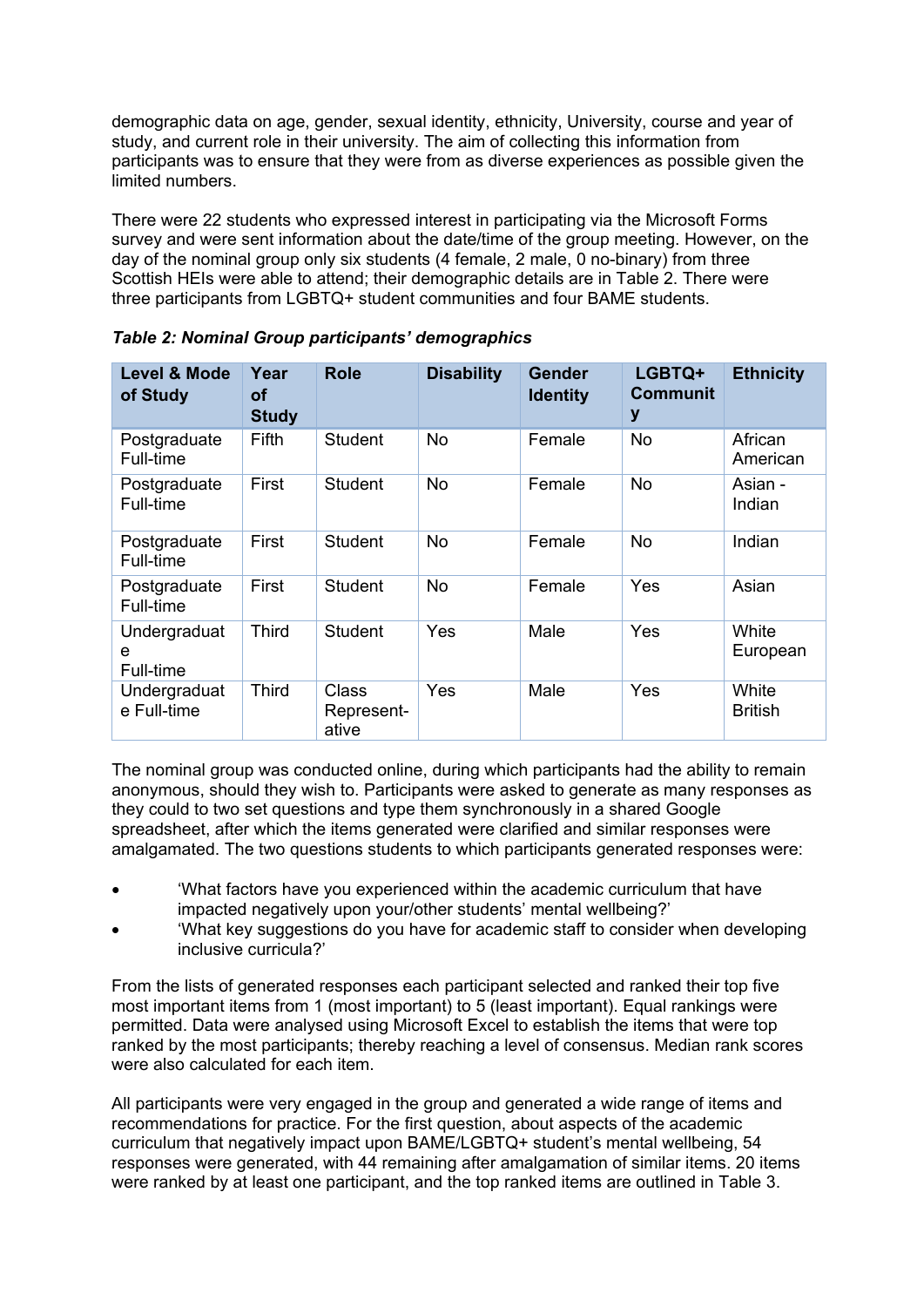demographic data on age, gender, sexual identity, ethnicity, University, course and year of study, and current role in their university. The aim of collecting this information from participants was to ensure that they were from as diverse experiences as possible given the limited numbers.

There were 22 students who expressed interest in participating via the Microsoft Forms survey and were sent information about the date/time of the group meeting. However, on the day of the nominal group only six students (4 female, 2 male, 0 no-binary) from three Scottish HEIs were able to attend; their demographic details are in Table 2. There were three participants from LGBTQ+ student communities and four BAME students.

***Table 2: Nominal Group participants' demographics***

| Level & Mode of Study | Year of Study | Role | Disability | Gender Identity | LGBTQ+ Community | Ethnicity |
|---|---|---|---|---|---|---|
| Postgraduate Full-time | Fifth | Student | No | Female | No | African American |
| Postgraduate Full-time | First | Student | No | Female | No | Asian - Indian |
| Postgraduate Full-time | First | Student | No | Female | No | Indian |
| Postgraduate Full-time | First | Student | No | Female | Yes | Asian |
| Undergraduate Full-time | Third | Student | Yes | Male | Yes | White European |
| Undergraduate Full-time | Third | Class Represent-ative | Yes | Male | Yes | White British |

The nominal group was conducted online, during which participants had the ability to remain anonymous, should they wish to. Participants were asked to generate as many responses as they could to two set questions and type them synchronously in a shared Google spreadsheet, after which the items generated were clarified and similar responses were amalgamated. The two questions students to which participants generated responses were:

- 'What factors have you experienced within the academic curriculum that have impacted negatively upon your/other students' mental wellbeing?'
- 'What key suggestions do you have for academic staff to consider when developing inclusive curricula?'

From the lists of generated responses each participant selected and ranked their top five most important items from 1 (most important) to 5 (least important). Equal rankings were permitted. Data were analysed using Microsoft Excel to establish the items that were top ranked by the most participants; thereby reaching a level of consensus. Median rank scores were also calculated for each item.

All participants were very engaged in the group and generated a wide range of items and recommendations for practice. For the first question, about aspects of the academic curriculum that negatively impact upon BAME/LGBTQ+ student's mental wellbeing, 54 responses were generated, with 44 remaining after amalgamation of similar items. 20 items were ranked by at least one participant, and the top ranked items are outlined in Table 3.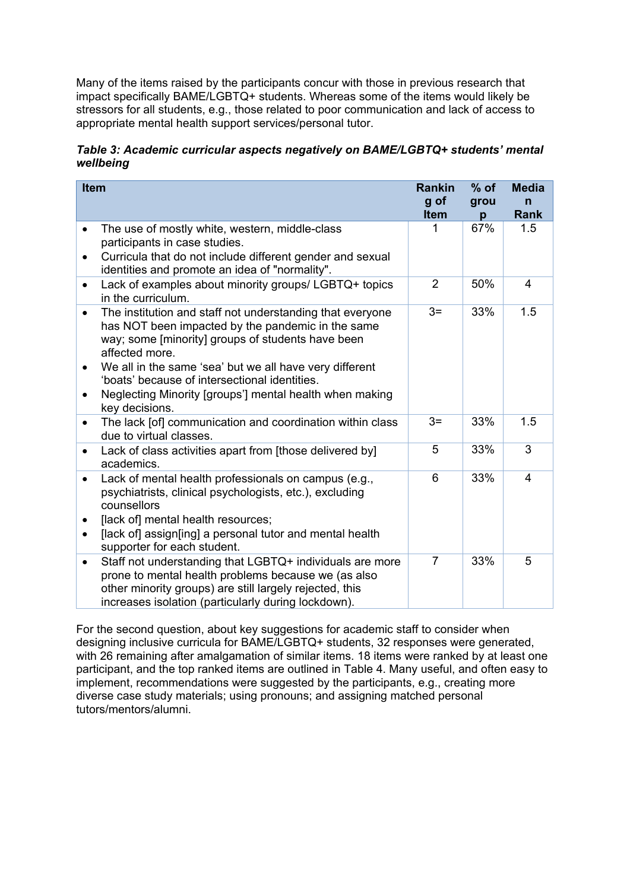Many of the items raised by the participants concur with those in previous research that impact specifically BAME/LGBTQ+ students. Whereas some of the items would likely be stressors for all students, e.g., those related to poor communication and lack of access to appropriate mental health support services/personal tutor.

***Table 3: Academic curricular aspects negatively on BAME/LGBTQ+ students' mental wellbeing***

| Item | Ranking of Item | % of group | Median Rank |
|---|---|---|---|
| • The use of mostly white, western, middle-class participants in case studies.<br>• Curricula that do not include different gender and sexual identities and promote an idea of "normality". | 1 | 67% | 1.5 |
| • Lack of examples about minority groups/ LGBTQ+ topics in the curriculum. | 2 | 50% | 4 |
| • The institution and staff not understanding that everyone has NOT been impacted by the pandemic in the same way; some [minority] groups of students have been affected more.<br>• We all in the same 'sea' but we all have very different 'boats' because of intersectional identities.<br>• Neglecting Minority [groups'] mental health when making key decisions. | 3= | 33% | 1.5 |
| • The lack [of] communication and coordination within class due to virtual classes. | 3= | 33% | 1.5 |
| • Lack of class activities apart from [those delivered by] academics. | 5 | 33% | 3 |
| • Lack of mental health professionals on campus (e.g., psychiatrists, clinical psychologists, etc.), excluding counsellors<br>• [lack of] mental health resources;<br>• [lack of] assign[ing] a personal tutor and mental health supporter for each student. | 6 | 33% | 4 |
| • Staff not understanding that LGBTQ+ individuals are more prone to mental health problems because we (as also other minority groups) are still largely rejected, this increases isolation (particularly during lockdown). | 7 | 33% | 5 |

For the second question, about key suggestions for academic staff to consider when designing inclusive curricula for BAME/LGBTQ+ students, 32 responses were generated, with 26 remaining after amalgamation of similar items. 18 items were ranked by at least one participant, and the top ranked items are outlined in Table 4. Many useful, and often easy to implement, recommendations were suggested by the participants, e.g., creating more diverse case study materials; using pronouns; and assigning matched personal tutors/mentors/alumni.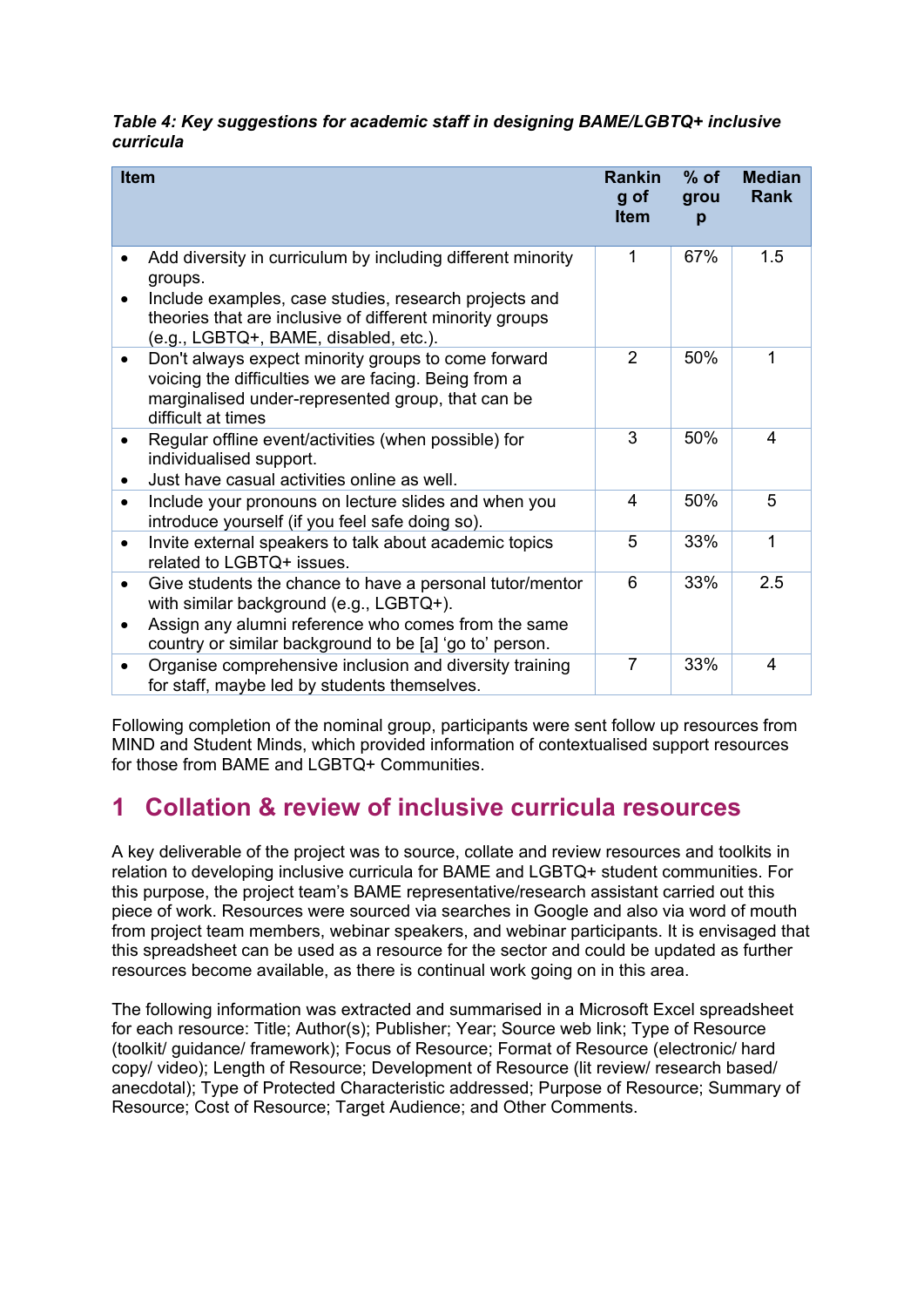*Table 4: Key suggestions for academic staff in designing BAME/LGBTQ+ inclusive curricula*

| Item | Ranking of Item | % of group | Median Rank |
|---|---|---|---|
| • Add diversity in curriculum by including different minority groups.<br>• Include examples, case studies, research projects and theories that are inclusive of different minority groups (e.g., LGBTQ+, BAME, disabled, etc.). | 1 | 67% | 1.5 |
| • Don't always expect minority groups to come forward voicing the difficulties we are facing. Being from a marginalised under-represented group, that can be difficult at times | 2 | 50% | 1 |
| • Regular offline event/activities (when possible) for individualised support.<br>• Just have casual activities online as well. | 3 | 50% | 4 |
| • Include your pronouns on lecture slides and when you introduce yourself (if you feel safe doing so). | 4 | 50% | 5 |
| • Invite external speakers to talk about academic topics related to LGBTQ+ issues. | 5 | 33% | 1 |
| • Give students the chance to have a personal tutor/mentor with similar background (e.g., LGBTQ+).<br>• Assign any alumni reference who comes from the same country or similar background to be [a] 'go to' person. | 6 | 33% | 2.5 |
| • Organise comprehensive inclusion and diversity training for staff, maybe led by students themselves. | 7 | 33% | 4 |

Following completion of the nominal group, participants were sent follow up resources from MIND and Student Minds, which provided information of contextualised support resources for those from BAME and LGBTQ+ Communities.

# 1 Collation & review of inclusive curricula resources

A key deliverable of the project was to source, collate and review resources and toolkits in relation to developing inclusive curricula for BAME and LGBTQ+ student communities. For this purpose, the project team's BAME representative/research assistant carried out this piece of work. Resources were sourced via searches in Google and also via word of mouth from project team members, webinar speakers, and webinar participants. It is envisaged that this spreadsheet can be used as a resource for the sector and could be updated as further resources become available, as there is continual work going on in this area.

The following information was extracted and summarised in a Microsoft Excel spreadsheet for each resource: Title; Author(s); Publisher; Year; Source web link; Type of Resource (toolkit/ guidance/ framework); Focus of Resource; Format of Resource (electronic/ hard copy/ video); Length of Resource; Development of Resource (lit review/ research based/ anecdotal); Type of Protected Characteristic addressed; Purpose of Resource; Summary of Resource; Cost of Resource; Target Audience; and Other Comments.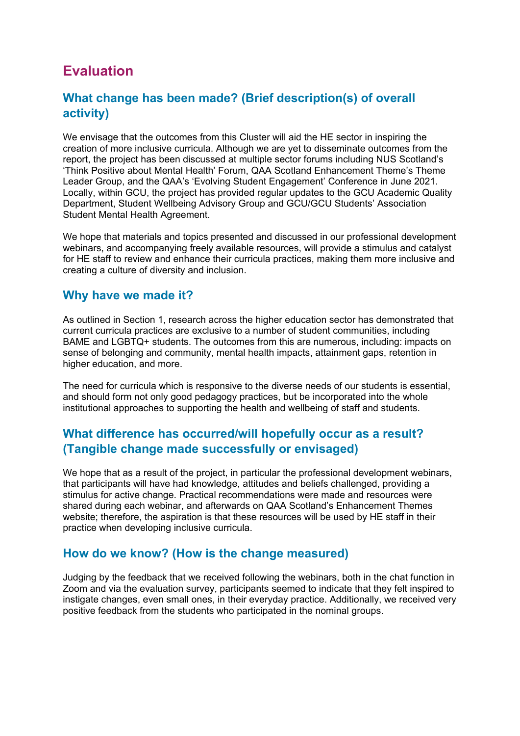# Evaluation

## What change has been made? (Brief description(s) of overall activity)

We envisage that the outcomes from this Cluster will aid the HE sector in inspiring the creation of more inclusive curricula. Although we are yet to disseminate outcomes from the report, the project has been discussed at multiple sector forums including NUS Scotland's 'Think Positive about Mental Health' Forum, QAA Scotland Enhancement Theme's Theme Leader Group, and the QAA's 'Evolving Student Engagement' Conference in June 2021. Locally, within GCU, the project has provided regular updates to the GCU Academic Quality Department, Student Wellbeing Advisory Group and GCU/GCU Students' Association Student Mental Health Agreement.

We hope that materials and topics presented and discussed in our professional development webinars, and accompanying freely available resources, will provide a stimulus and catalyst for HE staff to review and enhance their curricula practices, making them more inclusive and creating a culture of diversity and inclusion.

## Why have we made it?

As outlined in Section 1, research across the higher education sector has demonstrated that current curricula practices are exclusive to a number of student communities, including BAME and LGBTQ+ students. The outcomes from this are numerous, including: impacts on sense of belonging and community, mental health impacts, attainment gaps, retention in higher education, and more.

The need for curricula which is responsive to the diverse needs of our students is essential, and should form not only good pedagogy practices, but be incorporated into the whole institutional approaches to supporting the health and wellbeing of staff and students.

## What difference has occurred/will hopefully occur as a result? (Tangible change made successfully or envisaged)

We hope that as a result of the project, in particular the professional development webinars, that participants will have had knowledge, attitudes and beliefs challenged, providing a stimulus for active change. Practical recommendations were made and resources were shared during each webinar, and afterwards on QAA Scotland's Enhancement Themes website; therefore, the aspiration is that these resources will be used by HE staff in their practice when developing inclusive curricula.

## How do we know? (How is the change measured)

Judging by the feedback that we received following the webinars, both in the chat function in Zoom and via the evaluation survey, participants seemed to indicate that they felt inspired to instigate changes, even small ones, in their everyday practice. Additionally, we received very positive feedback from the students who participated in the nominal groups.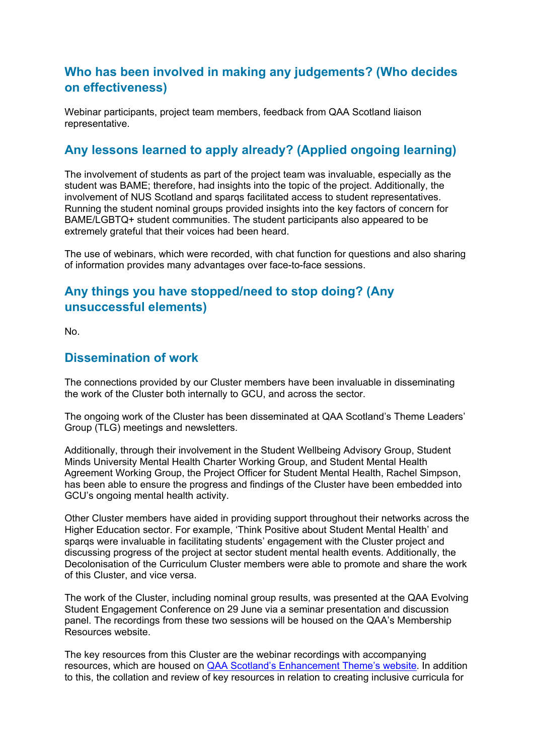## Who has been involved in making any judgements? (Who decides on effectiveness)

Webinar participants, project team members, feedback from QAA Scotland liaison representative.

## Any lessons learned to apply already? (Applied ongoing learning)

The involvement of students as part of the project team was invaluable, especially as the student was BAME; therefore, had insights into the topic of the project. Additionally, the involvement of NUS Scotland and sparqs facilitated access to student representatives. Running the student nominal groups provided insights into the key factors of concern for BAME/LGBTQ+ student communities. The student participants also appeared to be extremely grateful that their voices had been heard.

The use of webinars, which were recorded, with chat function for questions and also sharing of information provides many advantages over face-to-face sessions.

## Any things you have stopped/need to stop doing? (Any unsuccessful elements)

No.

## Dissemination of work

The connections provided by our Cluster members have been invaluable in disseminating the work of the Cluster both internally to GCU, and across the sector.

The ongoing work of the Cluster has been disseminated at QAA Scotland's Theme Leaders' Group (TLG) meetings and newsletters.

Additionally, through their involvement in the Student Wellbeing Advisory Group, Student Minds University Mental Health Charter Working Group, and Student Mental Health Agreement Working Group, the Project Officer for Student Mental Health, Rachel Simpson, has been able to ensure the progress and findings of the Cluster have been embedded into GCU's ongoing mental health activity.

Other Cluster members have aided in providing support throughout their networks across the Higher Education sector. For example, 'Think Positive about Student Mental Health' and sparqs were invaluable in facilitating students' engagement with the Cluster project and discussing progress of the project at sector student mental health events. Additionally, the Decolonisation of the Curriculum Cluster members were able to promote and share the work of this Cluster, and vice versa.

The work of the Cluster, including nominal group results, was presented at the QAA Evolving Student Engagement Conference on 29 June via a seminar presentation and discussion panel. The recordings from these two sessions will be housed on the QAA's Membership Resources website.

The key resources from this Cluster are the webinar recordings with accompanying resources, which are housed on [QAA Scotland's Enhancement Theme's website](). In addition to this, the collation and review of key resources in relation to creating inclusive curricula for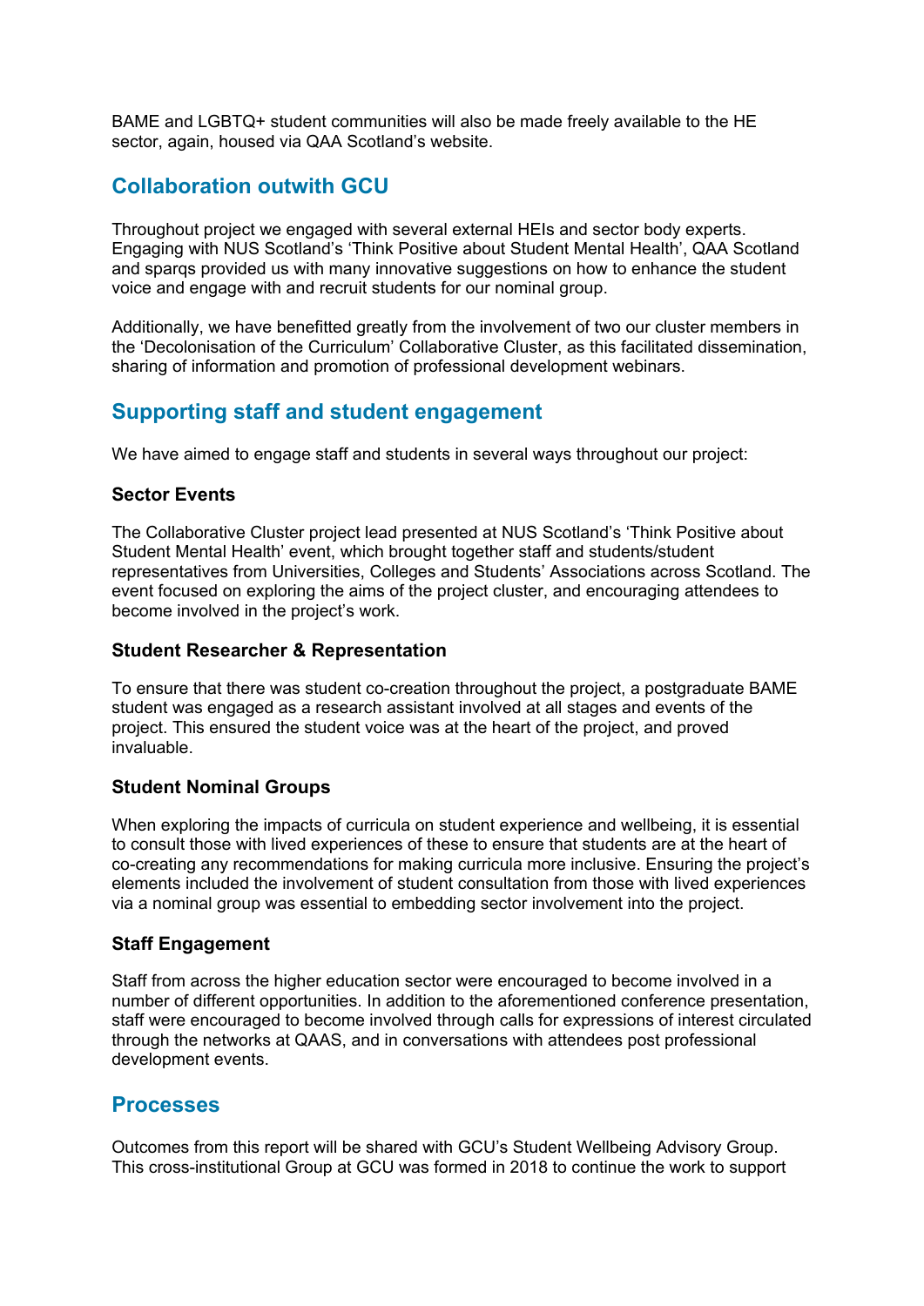BAME and LGBTQ+ student communities will also be made freely available to the HE sector, again, housed via QAA Scotland's website.

## Collaboration outwith GCU

Throughout project we engaged with several external HEIs and sector body experts. Engaging with NUS Scotland's 'Think Positive about Student Mental Health', QAA Scotland and sparqs provided us with many innovative suggestions on how to enhance the student voice and engage with and recruit students for our nominal group.

Additionally, we have benefitted greatly from the involvement of two our cluster members in the 'Decolonisation of the Curriculum' Collaborative Cluster, as this facilitated dissemination, sharing of information and promotion of professional development webinars.

## Supporting staff and student engagement

We have aimed to engage staff and students in several ways throughout our project:

### Sector Events

The Collaborative Cluster project lead presented at NUS Scotland's 'Think Positive about Student Mental Health' event, which brought together staff and students/student representatives from Universities, Colleges and Students' Associations across Scotland. The event focused on exploring the aims of the project cluster, and encouraging attendees to become involved in the project's work.

### Student Researcher & Representation

To ensure that there was student co-creation throughout the project, a postgraduate BAME student was engaged as a research assistant involved at all stages and events of the project. This ensured the student voice was at the heart of the project, and proved invaluable.

### Student Nominal Groups

When exploring the impacts of curricula on student experience and wellbeing, it is essential to consult those with lived experiences of these to ensure that students are at the heart of co-creating any recommendations for making curricula more inclusive. Ensuring the project's elements included the involvement of student consultation from those with lived experiences via a nominal group was essential to embedding sector involvement into the project.

### Staff Engagement

Staff from across the higher education sector were encouraged to become involved in a number of different opportunities. In addition to the aforementioned conference presentation, staff were encouraged to become involved through calls for expressions of interest circulated through the networks at QAAS, and in conversations with attendees post professional development events.

## Processes

Outcomes from this report will be shared with GCU's Student Wellbeing Advisory Group. This cross-institutional Group at GCU was formed in 2018 to continue the work to support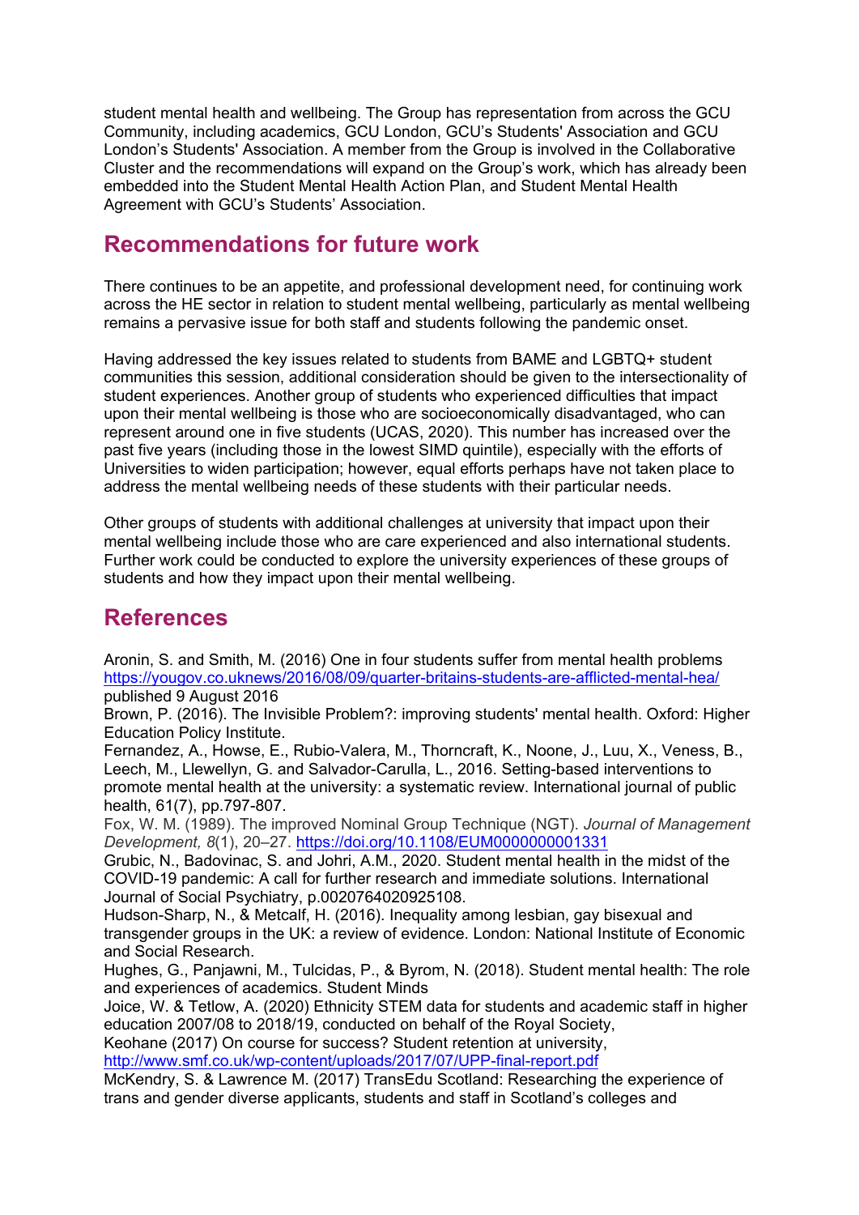student mental health and wellbeing. The Group has representation from across the GCU Community, including academics, GCU London, GCU's Students' Association and GCU London's Students' Association. A member from the Group is involved in the Collaborative Cluster and the recommendations will expand on the Group's work, which has already been embedded into the Student Mental Health Action Plan, and Student Mental Health Agreement with GCU's Students' Association.

## Recommendations for future work

There continues to be an appetite, and professional development need, for continuing work across the HE sector in relation to student mental wellbeing, particularly as mental wellbeing remains a pervasive issue for both staff and students following the pandemic onset.

Having addressed the key issues related to students from BAME and LGBTQ+ student communities this session, additional consideration should be given to the intersectionality of student experiences. Another group of students who experienced difficulties that impact upon their mental wellbeing is those who are socioeconomically disadvantaged, who can represent around one in five students (UCAS, 2020). This number has increased over the past five years (including those in the lowest SIMD quintile), especially with the efforts of Universities to widen participation; however, equal efforts perhaps have not taken place to address the mental wellbeing needs of these students with their particular needs.

Other groups of students with additional challenges at university that impact upon their mental wellbeing include those who are care experienced and also international students. Further work could be conducted to explore the university experiences of these groups of students and how they impact upon their mental wellbeing.

## References

Aronin, S. and Smith, M. (2016) One in four students suffer from mental health problems https://yougov.co.uknews/2016/08/09/quarter-britains-students-are-afflicted-mental-hea/ published 9 August 2016

Brown, P. (2016). The Invisible Problem?: improving students' mental health. Oxford: Higher Education Policy Institute.

Fernandez, A., Howse, E., Rubio-Valera, M., Thorncraft, K., Noone, J., Luu, X., Veness, B., Leech, M., Llewellyn, G. and Salvador-Carulla, L., 2016. Setting-based interventions to promote mental health at the university: a systematic review. International journal of public health, 61(7), pp.797-807.

Fox, W. M. (1989). The improved Nominal Group Technique (NGT). *Journal of Management Development, 8*(1), 20–27. https://doi.org/10.1108/EUM0000000001331

Grubic, N., Badovinac, S. and Johri, A.M., 2020. Student mental health in the midst of the COVID-19 pandemic: A call for further research and immediate solutions. International Journal of Social Psychiatry, p.0020764020925108.

Hudson-Sharp, N., & Metcalf, H. (2016). Inequality among lesbian, gay bisexual and transgender groups in the UK: a review of evidence. London: National Institute of Economic and Social Research.

Hughes, G., Panjawni, M., Tulcidas, P., & Byrom, N. (2018). Student mental health: The role and experiences of academics. Student Minds

Joice, W. & Tetlow, A. (2020) Ethnicity STEM data for students and academic staff in higher education 2007/08 to 2018/19, conducted on behalf of the Royal Society,

Keohane (2017) On course for success? Student retention at university, http://www.smf.co.uk/wp-content/uploads/2017/07/UPP-final-report.pdf

McKendry, S. & Lawrence M. (2017) TransEdu Scotland: Researching the experience of trans and gender diverse applicants, students and staff in Scotland's colleges and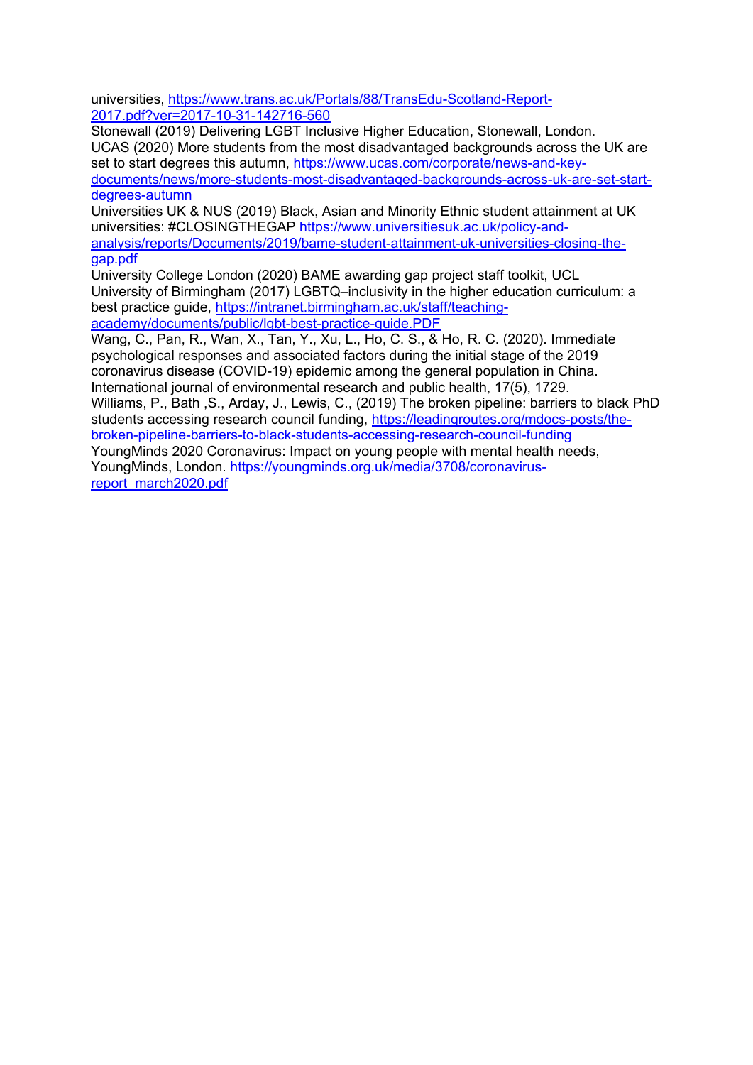universities, https://www.trans.ac.uk/Portals/88/TransEdu-Scotland-Report-2017.pdf?ver=2017-10-31-142716-560

Stonewall (2019) Delivering LGBT Inclusive Higher Education, Stonewall, London.

UCAS (2020) More students from the most disadvantaged backgrounds across the UK are set to start degrees this autumn, https://www.ucas.com/corporate/news-and-key-documents/news/more-students-most-disadvantaged-backgrounds-across-uk-are-set-start-degrees-autumn

Universities UK & NUS (2019) Black, Asian and Minority Ethnic student attainment at UK universities: #CLOSINGTHEGAP https://www.universitiesuk.ac.uk/policy-and-analysis/reports/Documents/2019/bame-student-attainment-uk-universities-closing-the-gap.pdf

University College London (2020) BAME awarding gap project staff toolkit, UCL

University of Birmingham (2017) LGBTQ–inclusivity in the higher education curriculum: a best practice guide, https://intranet.birmingham.ac.uk/staff/teaching-academy/documents/public/lgbt-best-practice-guide.PDF

Wang, C., Pan, R., Wan, X., Tan, Y., Xu, L., Ho, C. S., & Ho, R. C. (2020). Immediate psychological responses and associated factors during the initial stage of the 2019 coronavirus disease (COVID-19) epidemic among the general population in China. International journal of environmental research and public health, 17(5), 1729.

Williams, P., Bath ,S., Arday, J., Lewis, C., (2019) The broken pipeline: barriers to black PhD students accessing research council funding, https://leadingroutes.org/mdocs-posts/the-broken-pipeline-barriers-to-black-students-accessing-research-council-funding

YoungMinds 2020 Coronavirus: Impact on young people with mental health needs, YoungMinds, London. https://youngminds.org.uk/media/3708/coronavirus-report_march2020.pdf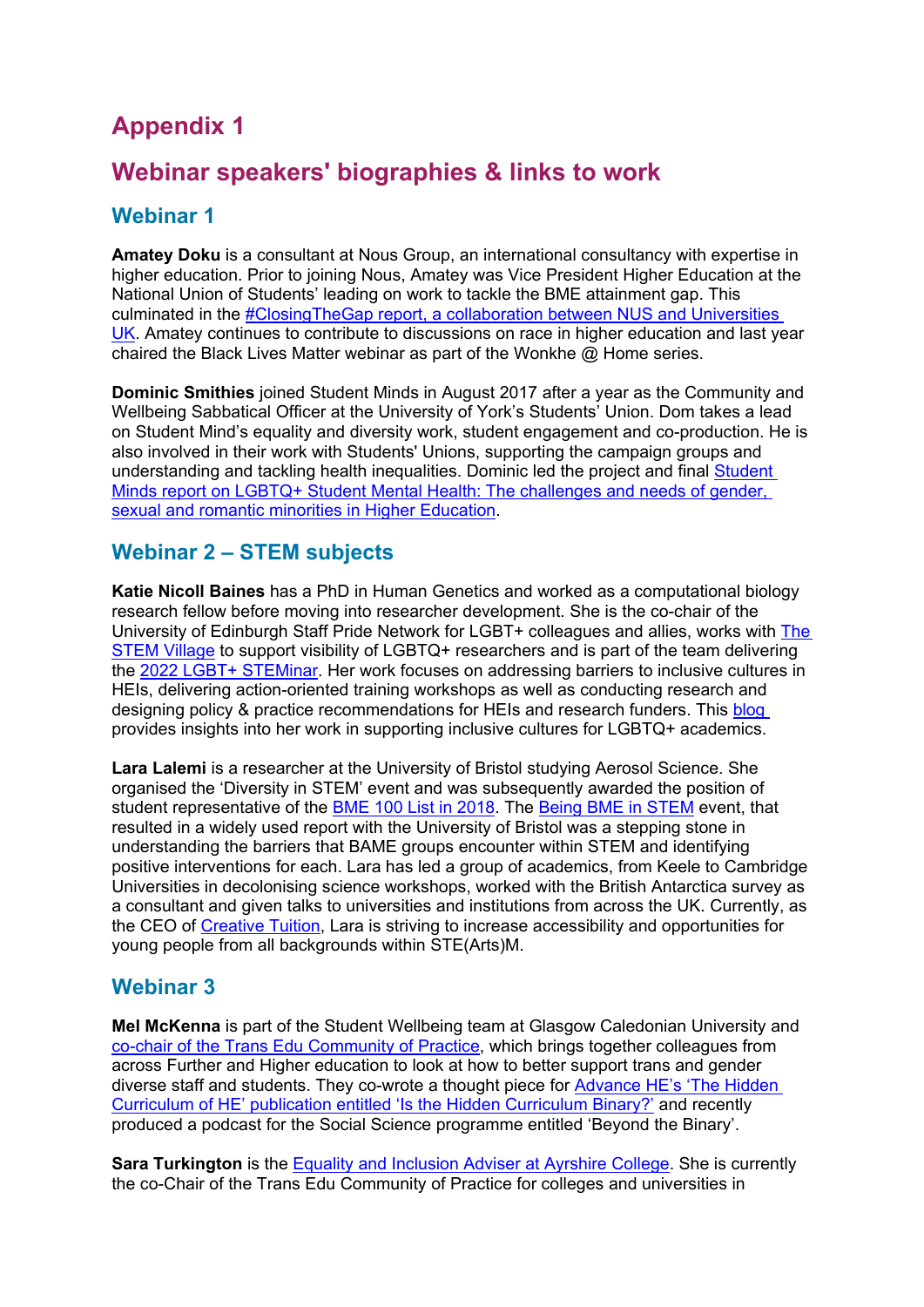# Appendix 1

## Webinar speakers' biographies & links to work

### Webinar 1

**Amatey Doku** is a consultant at Nous Group, an international consultancy with expertise in higher education. Prior to joining Nous, Amatey was Vice President Higher Education at the National Union of Students' leading on work to tackle the BME attainment gap. This culminated in the #ClosingTheGap report, a collaboration between NUS and Universities UK. Amatey continues to contribute to discussions on race in higher education and last year chaired the Black Lives Matter webinar as part of the Wonkhe @ Home series.

**Dominic Smithies** joined Student Minds in August 2017 after a year as the Community and Wellbeing Sabbatical Officer at the University of York's Students' Union. Dom takes a lead on Student Mind's equality and diversity work, student engagement and co-production. He is also involved in their work with Students' Unions, supporting the campaign groups and understanding and tackling health inequalities. Dominic led the project and final Student Minds report on LGBTQ+ Student Mental Health: The challenges and needs of gender, sexual and romantic minorities in Higher Education.

### Webinar 2 – STEM subjects

**Katie Nicoll Baines** has a PhD in Human Genetics and worked as a computational biology research fellow before moving into researcher development. She is the co-chair of the University of Edinburgh Staff Pride Network for LGBT+ colleagues and allies, works with The STEM Village to support visibility of LGBTQ+ researchers and is part of the team delivering the 2022 LGBT+ STEMinar. Her work focuses on addressing barriers to inclusive cultures in HEIs, delivering action-oriented training workshops as well as conducting research and designing policy & practice recommendations for HEIs and research funders. This blog provides insights into her work in supporting inclusive cultures for LGBTQ+ academics.

**Lara Lalemi** is a researcher at the University of Bristol studying Aerosol Science. She organised the 'Diversity in STEM' event and was subsequently awarded the position of student representative of the BME 100 List in 2018. The Being BME in STEM event, that resulted in a widely used report with the University of Bristol was a stepping stone in understanding the barriers that BAME groups encounter within STEM and identifying positive interventions for each. Lara has led a group of academics, from Keele to Cambridge Universities in decolonising science workshops, worked with the British Antarctica survey as a consultant and given talks to universities and institutions from across the UK. Currently, as the CEO of Creative Tuition, Lara is striving to increase accessibility and opportunities for young people from all backgrounds within STE(Arts)M.

### Webinar 3

**Mel McKenna** is part of the Student Wellbeing team at Glasgow Caledonian University and co-chair of the Trans Edu Community of Practice, which brings together colleagues from across Further and Higher education to look at how to better support trans and gender diverse staff and students. They co-wrote a thought piece for Advance HE's 'The Hidden Curriculum of HE' publication entitled 'Is the Hidden Curriculum Binary?' and recently produced a podcast for the Social Science programme entitled 'Beyond the Binary'.

**Sara Turkington** is the Equality and Inclusion Adviser at Ayrshire College. She is currently the co-Chair of the Trans Edu Community of Practice for colleges and universities in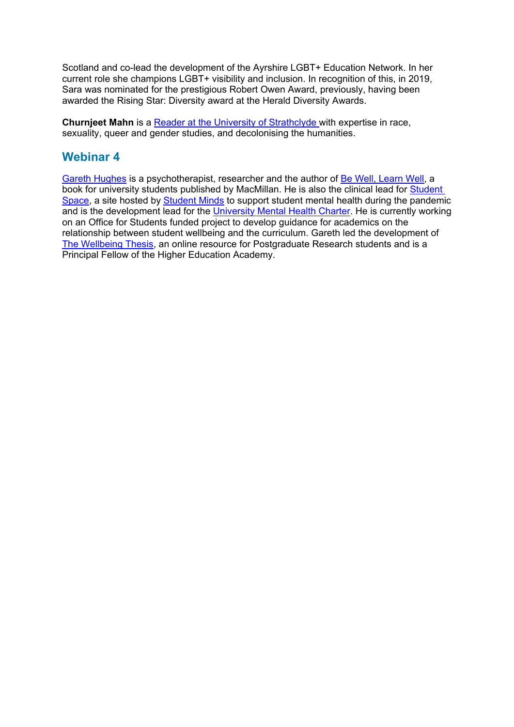Scotland and co-lead the development of the Ayrshire LGBT+ Education Network. In her current role she champions LGBT+ visibility and inclusion. In recognition of this, in 2019, Sara was nominated for the prestigious Robert Owen Award, previously, having been awarded the Rising Star: Diversity award at the Herald Diversity Awards.

**Churnjeet Mahn** is a Reader at the University of Strathclyde with expertise in race, sexuality, queer and gender studies, and decolonising the humanities.

## Webinar 4

Gareth Hughes is a psychotherapist, researcher and the author of Be Well, Learn Well, a book for university students published by MacMillan. He is also the clinical lead for Student Space, a site hosted by Student Minds to support student mental health during the pandemic and is the development lead for the University Mental Health Charter. He is currently working on an Office for Students funded project to develop guidance for academics on the relationship between student wellbeing and the curriculum. Gareth led the development of The Wellbeing Thesis, an online resource for Postgraduate Research students and is a Principal Fellow of the Higher Education Academy.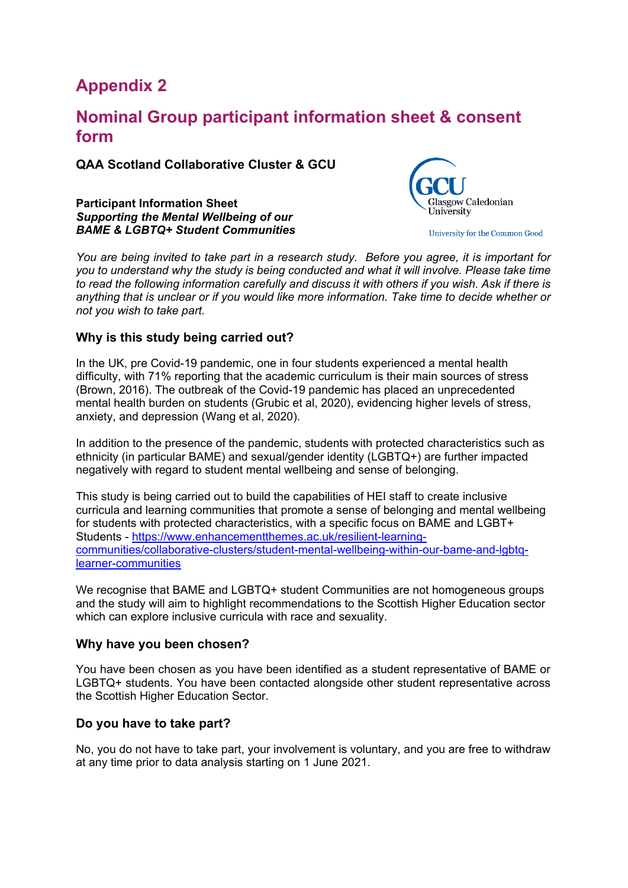# Appendix 2

# Nominal Group participant information sheet & consent form

**QAA Scotland Collaborative Cluster & GCU**

**Participant Information Sheet**
***Supporting the Mental Wellbeing of our BAME & LGBTQ+ Student Communities***

GCU Glasgow Caledonian University

University for the Common Good

*You are being invited to take part in a research study. Before you agree, it is important for you to understand why the study is being conducted and what it will involve. Please take time to read the following information carefully and discuss it with others if you wish. Ask if there is anything that is unclear or if you would like more information. Take time to decide whether or not you wish to take part.*

### Why is this study being carried out?

In the UK, pre Covid-19 pandemic, one in four students experienced a mental health difficulty, with 71% reporting that the academic curriculum is their main sources of stress (Brown, 2016). The outbreak of the Covid-19 pandemic has placed an unprecedented mental health burden on students (Grubic et al, 2020), evidencing higher levels of stress, anxiety, and depression (Wang et al, 2020).

In addition to the presence of the pandemic, students with protected characteristics such as ethnicity (in particular BAME) and sexual/gender identity (LGBTQ+) are further impacted negatively with regard to student mental wellbeing and sense of belonging.

This study is being carried out to build the capabilities of HEI staff to create inclusive curricula and learning communities that promote a sense of belonging and mental wellbeing for students with protected characteristics, with a specific focus on BAME and LGBT+ Students - [https://www.enhancementthemes.ac.uk/resilient-learning-communities/collaborative-clusters/student-mental-wellbeing-within-our-bame-and-lgbtq-learner-communities](https://www.enhancementthemes.ac.uk/resilient-learning-communities/collaborative-clusters/student-mental-wellbeing-within-our-bame-and-lgbtq-learner-communities)

We recognise that BAME and LGBTQ+ student Communities are not homogeneous groups and the study will aim to highlight recommendations to the Scottish Higher Education sector which can explore inclusive curricula with race and sexuality.

### Why have you been chosen?

You have been chosen as you have been identified as a student representative of BAME or LGBTQ+ students. You have been contacted alongside other student representative across the Scottish Higher Education Sector.

### Do you have to take part?

No, you do not have to take part, your involvement is voluntary, and you are free to withdraw at any time prior to data analysis starting on 1 June 2021.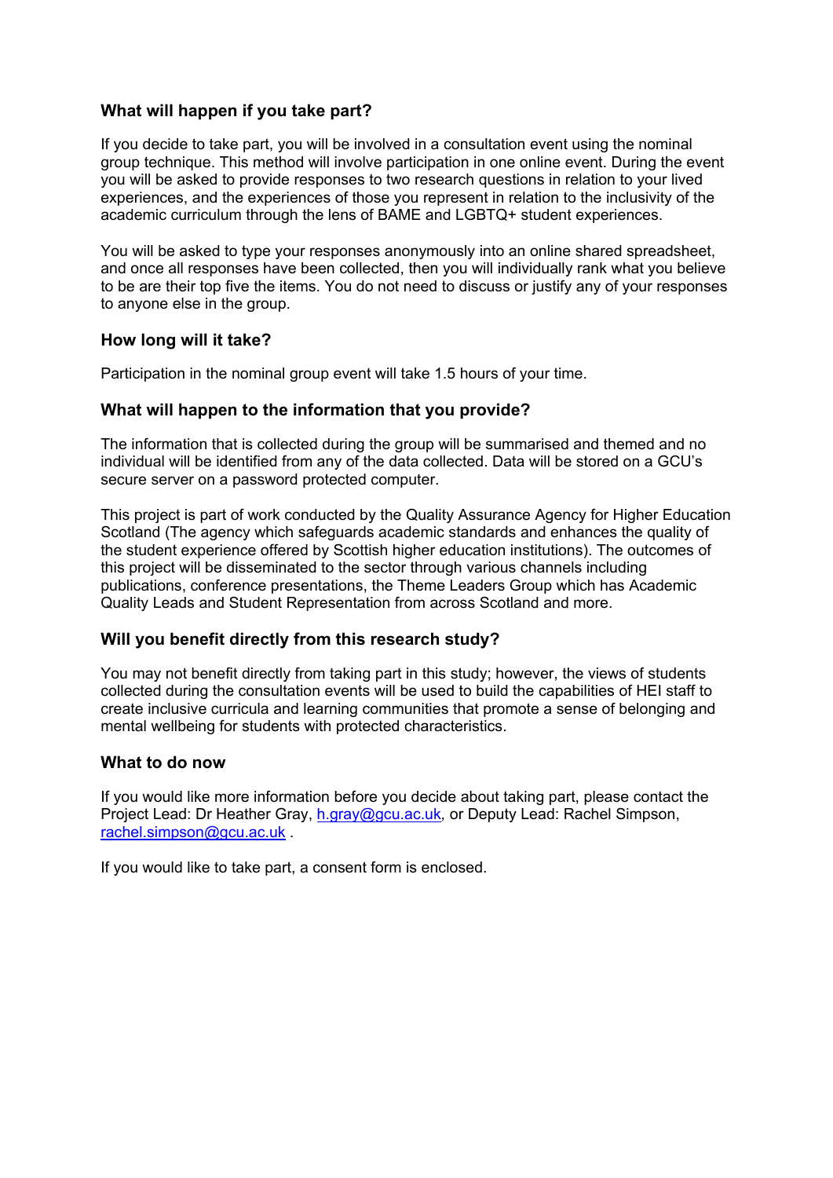### What will happen if you take part?

If you decide to take part, you will be involved in a consultation event using the nominal group technique. This method will involve participation in one online event. During the event you will be asked to provide responses to two research questions in relation to your lived experiences, and the experiences of those you represent in relation to the inclusivity of the academic curriculum through the lens of BAME and LGBTQ+ student experiences.

You will be asked to type your responses anonymously into an online shared spreadsheet, and once all responses have been collected, then you will individually rank what you believe to be are their top five the items. You do not need to discuss or justify any of your responses to anyone else in the group.

### How long will it take?

Participation in the nominal group event will take 1.5 hours of your time.

### What will happen to the information that you provide?

The information that is collected during the group will be summarised and themed and no individual will be identified from any of the data collected. Data will be stored on a GCU's secure server on a password protected computer.

This project is part of work conducted by the Quality Assurance Agency for Higher Education Scotland (The agency which safeguards academic standards and enhances the quality of the student experience offered by Scottish higher education institutions). The outcomes of this project will be disseminated to the sector through various channels including publications, conference presentations, the Theme Leaders Group which has Academic Quality Leads and Student Representation from across Scotland and more.

### Will you benefit directly from this research study?

You may not benefit directly from taking part in this study; however, the views of students collected during the consultation events will be used to build the capabilities of HEI staff to create inclusive curricula and learning communities that promote a sense of belonging and mental wellbeing for students with protected characteristics.

### What to do now

If you would like more information before you decide about taking part, please contact the Project Lead: Dr Heather Gray, h.gray@gcu.ac.uk, or Deputy Lead: Rachel Simpson, rachel.simpson@gcu.ac.uk .

If you would like to take part, a consent form is enclosed.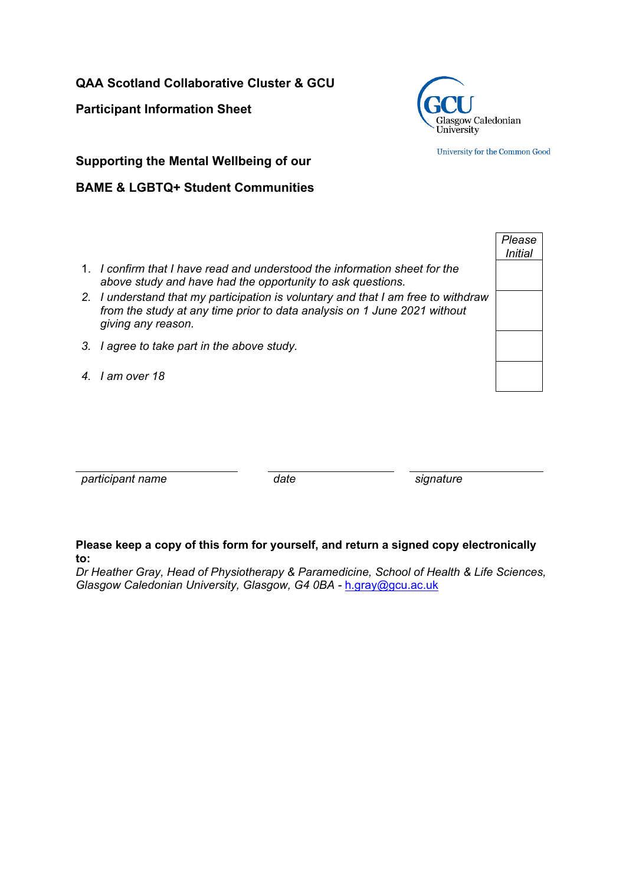**QAA Scotland Collaborative Cluster & GCU**

**Participant Information Sheet**

**Supporting the Mental Wellbeing of our**

**BAME & LGBTQ+ Student Communities**

| | *Please Initial* |
|---|---|
| 1. *I confirm that I have read and understood the information sheet for the above study and have had the opportunity to ask questions.* | |
| 2. *I understand that my participation is voluntary and that I am free to withdraw from the study at any time prior to data analysis on 1 June 2021 without giving any reason.* | |
| 3. *I agree to take part in the above study.* | |
| 4. *I am over 18* | |

| *participant name* | *date* | *signature* |
|---|---|---|
| | | |

**Please keep a copy of this form for yourself, and return a signed copy electronically to:**

*Dr Heather Gray, Head of Physiotherapy & Paramedicine, School of Health & Life Sciences, Glasgow Caledonian University, Glasgow, G4 0BA* - h.gray@gcu.ac.uk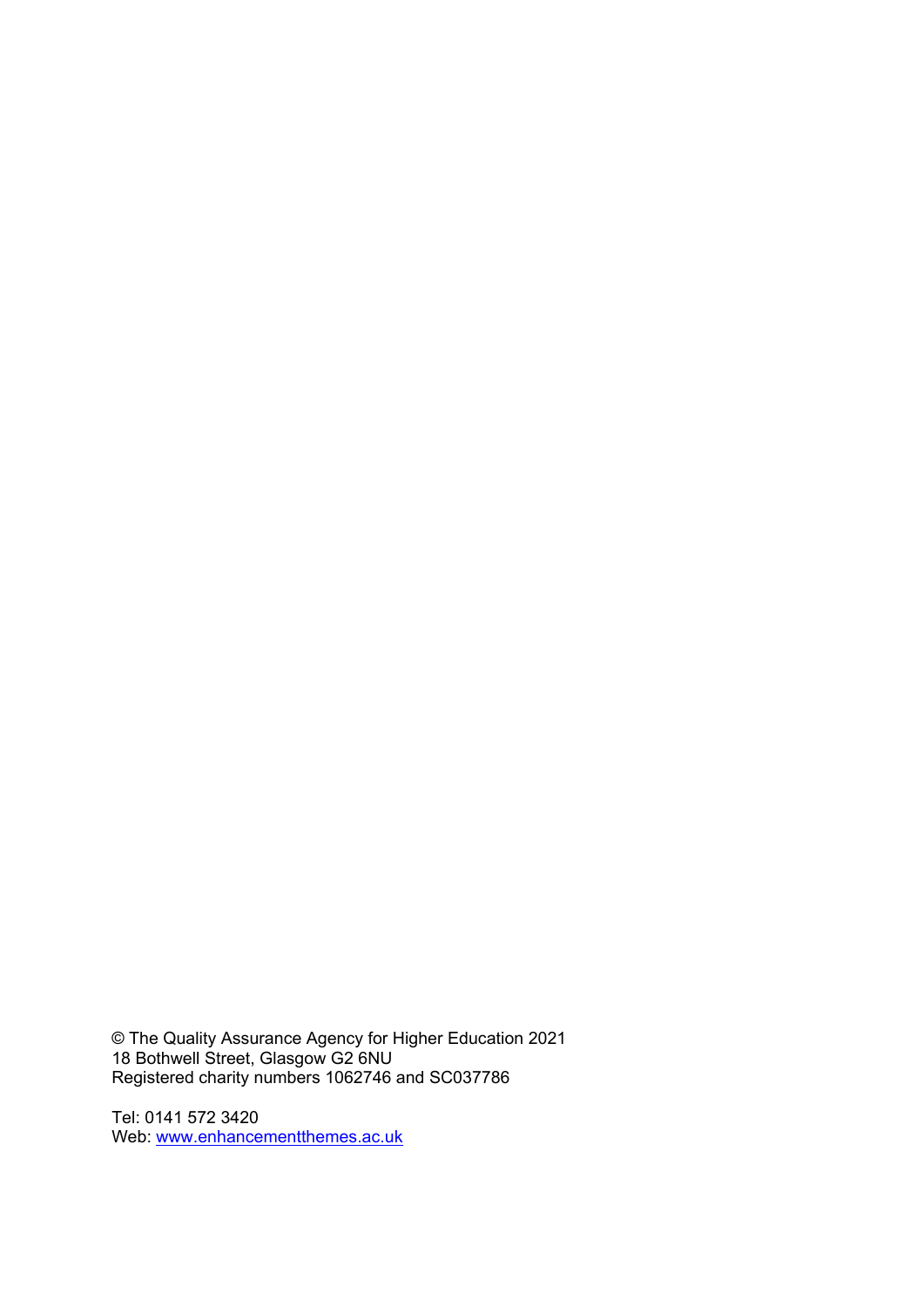© The Quality Assurance Agency for Higher Education 2021
18 Bothwell Street, Glasgow G2 6NU
Registered charity numbers 1062746 and SC037786

Tel: 0141 572 3420
Web: www.enhancementthemes.ac.uk